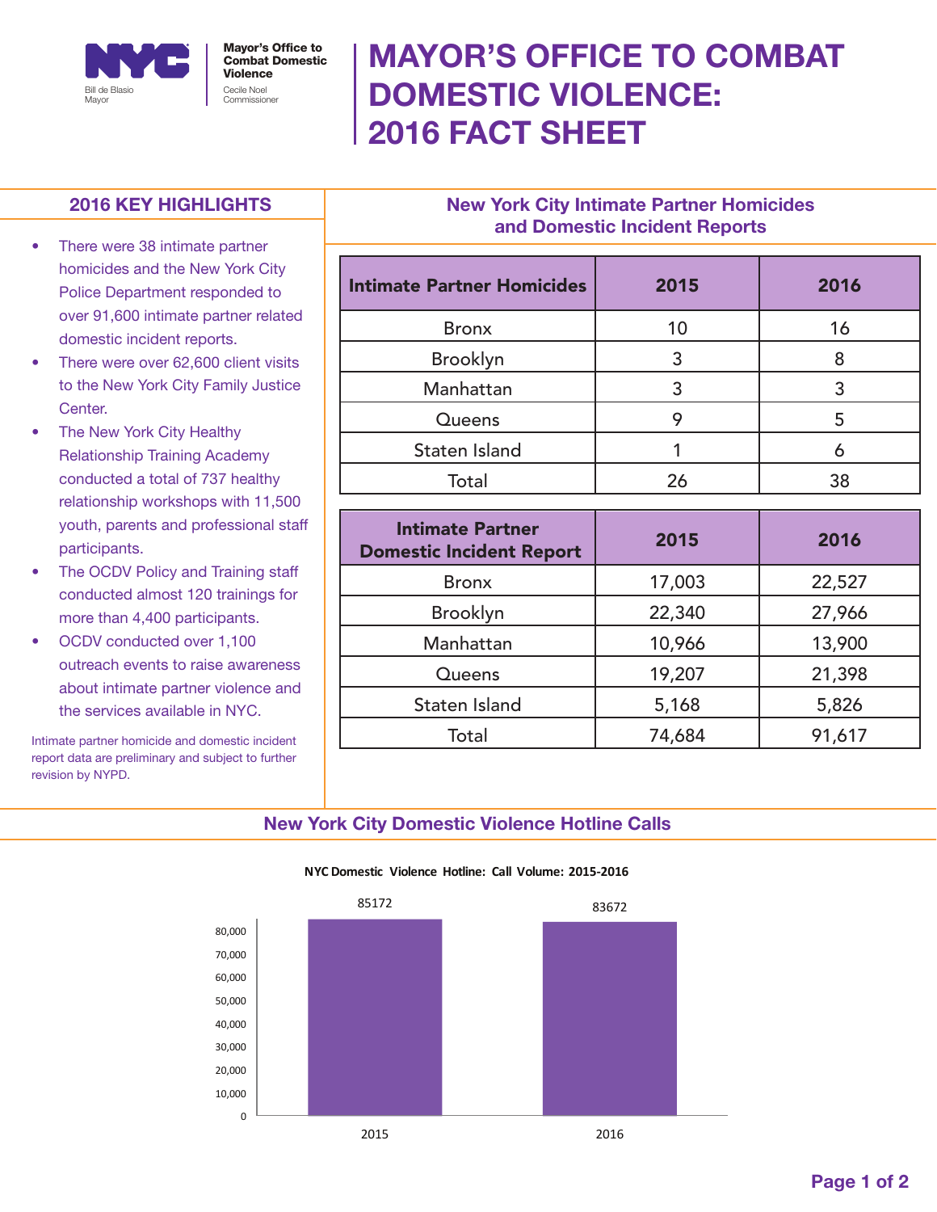Mayor's Office to Combat Domestic Violence

Bill de Blasio, Mayor

Cecile Noel, Commissioner

# MAYOR'S OFFICE TO COMBAT DOMESTIC VIOLENCE: 2016 FACT SHEET

## 2016 KEY HIGHLIGHTS

- There were 38 intimate partner homicides and the New York City Police Department responded to over 91,600 intimate partner related domestic incident reports.
- There were over 62,600 client visits to the New York City Family Justice Center.
- The New York City Healthy Relationship Training Academy conducted a total of 737 healthy relationship workshops with 11,500 youth, parents and professional staff participants.
- The OCDV Policy and Training staff conducted almost 120 trainings for more than 4,400 participants.
- OCDV conducted over 1,100 outreach events to raise awareness about intimate partner violence and the services available in NYC.

Intimate partner homicide and domestic incident report data are preliminary and subject to further revision by NYPD.

## New York City Intimate Partner Homicides and Domestic Incident Reports

| Intimate Partner Homicides | 2015 | 2016 |
|---|---|---|
| Bronx | 10 | 16 |
| Brooklyn | 3 | 8 |
| Manhattan | 3 | 3 |
| Queens | 9 | 5 |
| Staten Island | 1 | 6 |
| Total | 26 | 38 |

| Intimate Partner Domestic Incident Report | 2015 | 2016 |
|---|---|---|
| Bronx | 17,003 | 22,527 |
| Brooklyn | 22,340 | 27,966 |
| Manhattan | 10,966 | 13,900 |
| Queens | 19,207 | 21,398 |
| Staten Island | 5,168 | 5,826 |
| Total | 74,684 | 91,617 |

## New York City Domestic Violence Hotline Calls

NYC Domestic Violence Hotline: Call Volume: 2015-2016

| Year | Call Volume |
|---|---|
| 2015 | 85172 |
| 2016 | 83672 |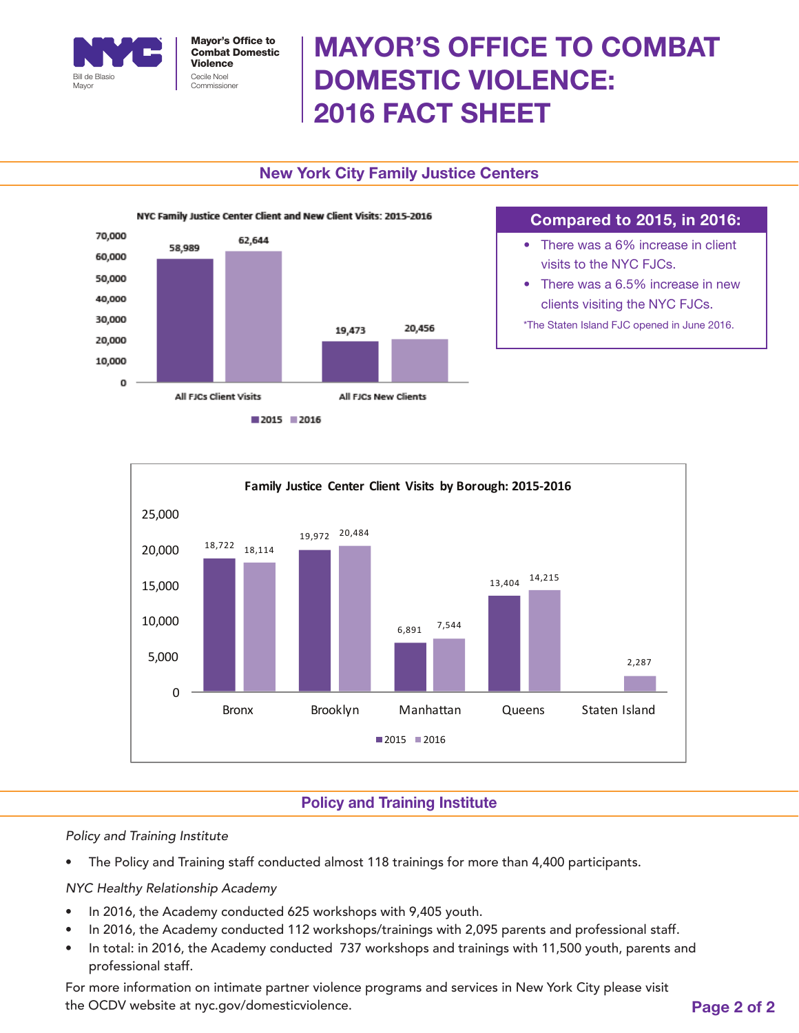Mayor's Office to Combat Domestic Violence
Cecile Noel
Commissioner

Bill de Blasio
Mayor

# MAYOR'S OFFICE TO COMBAT DOMESTIC VIOLENCE: 2016 FACT SHEET

## New York City Family Justice Centers

NYC Family Justice Center Client and New Client Visits: 2015-2016

70,000
60,000
50,000
40,000
30,000
20,000
10,000
0

58,989
62,644
19,473
20,456

All FJCs Client Visits
All FJCs New Clients

2015 2016

**Compared to 2015, in 2016:**

- There was a 6% increase in client visits to the NYC FJCs.
- There was a 6.5% increase in new clients visiting the NYC FJCs.

*The Staten Island FJC opened in June 2016.

Family Justice Center Client Visits by Borough: 2015-2016

25,000
20,000
15,000
10,000
5,000
0

18,722
18,114
19,972
20,484
6,891
7,544
13,404
14,215
2,287

Bronx
Brooklyn
Manhattan
Queens
Staten Island

2015 2016

## Policy and Training Institute

*Policy and Training Institute*

- The Policy and Training staff conducted almost 118 trainings for more than 4,400 participants.

*NYC Healthy Relationship Academy*

- In 2016, the Academy conducted 625 workshops with 9,405 youth.
- In 2016, the Academy conducted 112 workshops/trainings with 2,095 parents and professional staff.
- In total: in 2016, the Academy conducted 737 workshops and trainings with 11,500 youth, parents and professional staff.

For more information on intimate partner violence programs and services in New York City please visit the OCDV website at nyc.gov/domesticviolence.